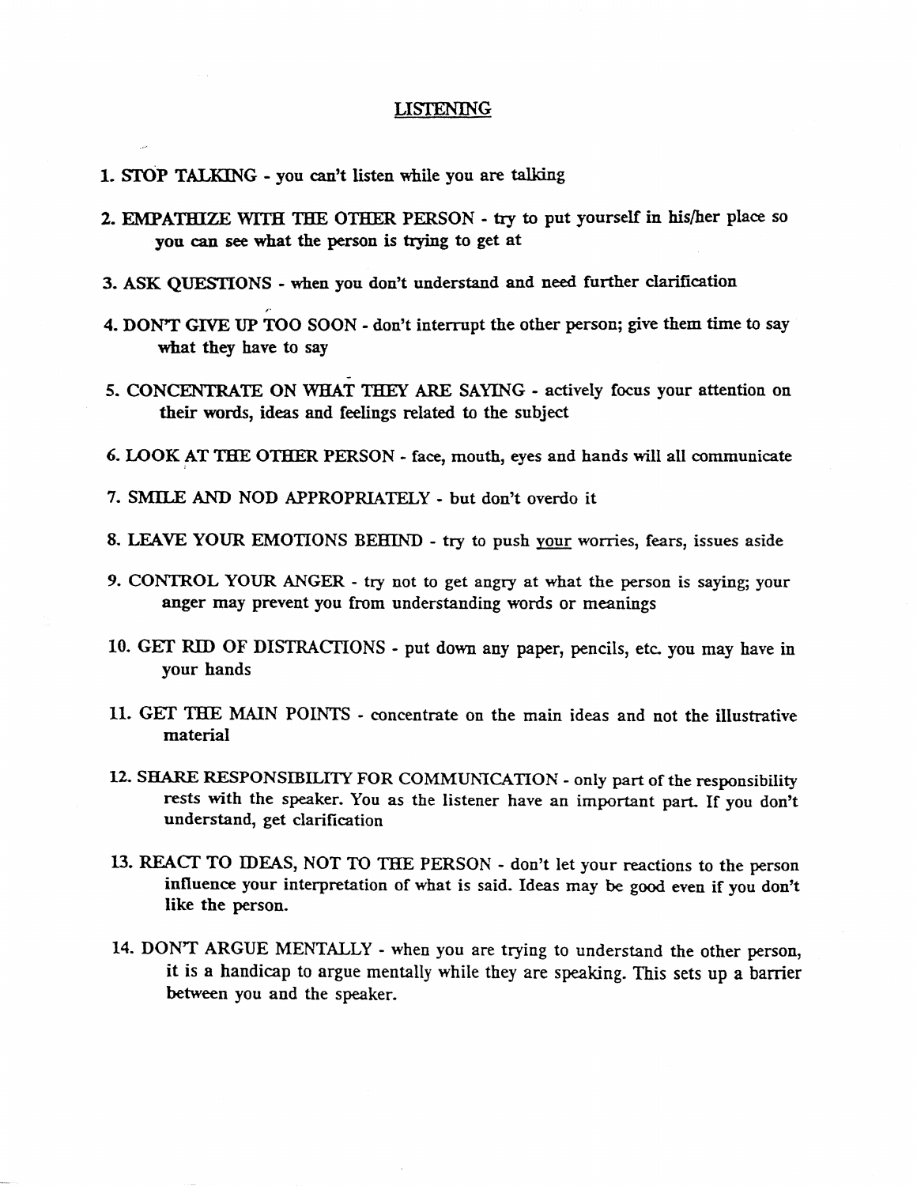## LISTENING

1. STOP TALKING - you can't listen while you are talking

2. EMPATHIZE WITH THE OTHER PERSON - try to put yourself in his/her place so you can see what the person is trying to get at

3. ASK QUESTIONS - when you don't understand and need further clarification

4. DON'T GIVE UP TOO SOON - don't interrupt the other person; give them time to say what they have to say

5. CONCENTRATE ON WHAT THEY ARE SAYING - actively focus your attention on their words, ideas and feelings related to the subject

6. LOOK AT THE OTHER PERSON - face, mouth, eyes and hands will all communicate

7. SMILE AND NOD APPROPRIATELY - but don't overdo it

8. LEAVE YOUR EMOTIONS BEHIND - try to push <u>your</u> worries, fears, issues aside

9. CONTROL YOUR ANGER - try not to get angry at what the person is saying; your anger may prevent you from understanding words or meanings

10. GET RID OF DISTRACTIONS - put down any paper, pencils, etc. you may have in your hands

11. GET THE MAIN POINTS - concentrate on the main ideas and not the illustrative material

12. SHARE RESPONSIBILITY FOR COMMUNICATION - only part of the responsibility rests with the speaker. You as the listener have an important part. If you don't understand, get clarification

13. REACT TO IDEAS, NOT TO THE PERSON - don't let your reactions to the person influence your interpretation of what is said. Ideas may be good even if you don't like the person.

14. DON'T ARGUE MENTALLY - when you are trying to understand the other person, it is a handicap to argue mentally while they are speaking. This sets up a barrier between you and the speaker.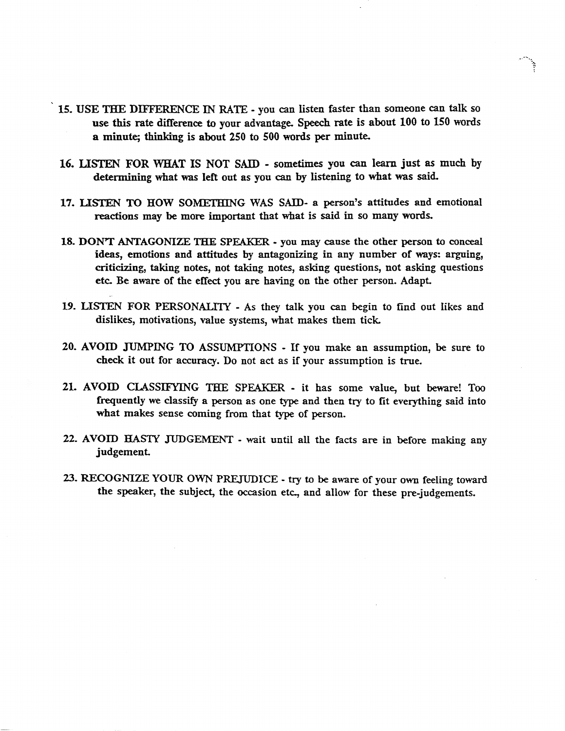15. **USE THE DIFFERENCE IN RATE** - you can listen faster than someone can talk so use this rate difference to your advantage. Speech rate is about 100 to 150 words a minute; thinking is about 250 to 500 words per minute.

16. **LISTEN FOR WHAT IS NOT SAID** - sometimes you can learn just as much by determining what was left out as you can by listening to what was said.

17. **LISTEN TO HOW SOMETHING WAS SAID**- a person's attitudes and emotional reactions may be more important that what is said in so many words.

18. **DON'T ANTAGONIZE THE SPEAKER** - you may cause the other person to conceal ideas, emotions and attitudes by antagonizing in any number of ways: arguing, criticizing, taking notes, not taking notes, asking questions, not asking questions etc. Be aware of the effect you are having on the other person. Adapt.

19. **LISTEN FOR PERSONALITY** - As they talk you can begin to find out likes and dislikes, motivations, value systems, what makes them tick.

20. **AVOID JUMPING TO ASSUMPTIONS** - If you make an assumption, be sure to check it out for accuracy. Do not act as if your assumption is true.

21. **AVOID CLASSIFYING THE SPEAKER** - it has some value, but beware! Too frequently we classify a person as one type and then try to fit everything said into what makes sense coming from that type of person.

22. **AVOID HASTY JUDGEMENT** - wait until all the facts are in before making any judgement.

23. **RECOGNIZE YOUR OWN PREJUDICE** - try to be aware of your own feeling toward the speaker, the subject, the occasion etc., and allow for these pre-judgements.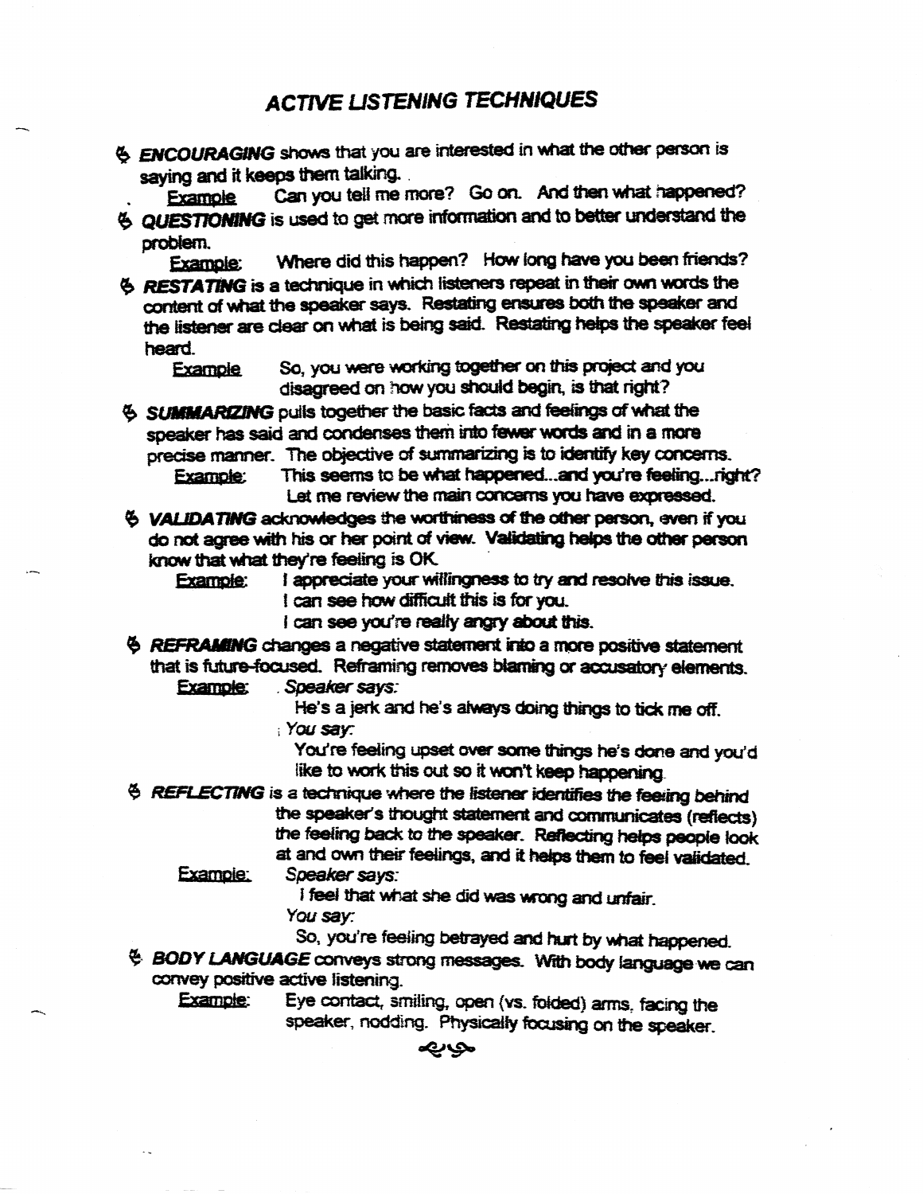# *ACTIVE LISTENING TECHNIQUES*

- ***ENCOURAGING*** shows that you are interested in what the other person is saying and it keeps them talking.
  - Example: Can you tell me more? Go on. And then what happened?
- ***QUESTIONING*** is used to get more information and to better understand the problem.
  - Example: Where did this happen? How long have you been friends?
- ***RESTATING*** is a technique in which listeners repeat in their own words the content of what the speaker says. Restating ensures both the speaker and the listener are clear on what is being said. Restating helps the speaker feel heard.
  - Example: So, you were working together on this project and you disagreed on how you should begin, is that right?
- ***SUMMARIZING*** pulls together the basic facts and feelings of what the speaker has said and condenses them into fewer words and in a more precise manner. The objective of summarizing is to identify key concerns.
  - Example: This seems to be what happened...and you're feeling...right? Let me review the main concerns you have expressed.
- ***VALIDATING*** acknowledges the worthiness of the other person, even if you do not agree with his or her point of view. Validating helps the other person know that what they're feeling is OK.
  - Example: I appreciate your willingness to try and resolve this issue. I can see how difficult this is for you. I can see you're really angry about this.
- ***REFRAMING*** changes a negative statement into a more positive statement that is future-focused. Reframing removes blaming or accusatory elements.
  - Example: *Speaker says:* He's a jerk and he's always doing things to tick me off. *You say:* You're feeling upset over some things he's done and you'd like to work this out so it won't keep happening.
- ***REFLECTING*** is a technique where the listener identifies the feeling behind the speaker's thought statement and communicates (reflects) the feeling back to the speaker. Reflecting helps people look at and own their feelings, and it helps them to feel validated.
  - Example: *Speaker says:* I feel that what she did was wrong and unfair. *You say:* So, you're feeling betrayed and hurt by what happened.
- ***BODY LANGUAGE*** conveys strong messages. With body language we can convey positive active listening.
  - Example: Eye contact, smiling, open (vs. folded) arms, facing the speaker, nodding. Physically focusing on the speaker.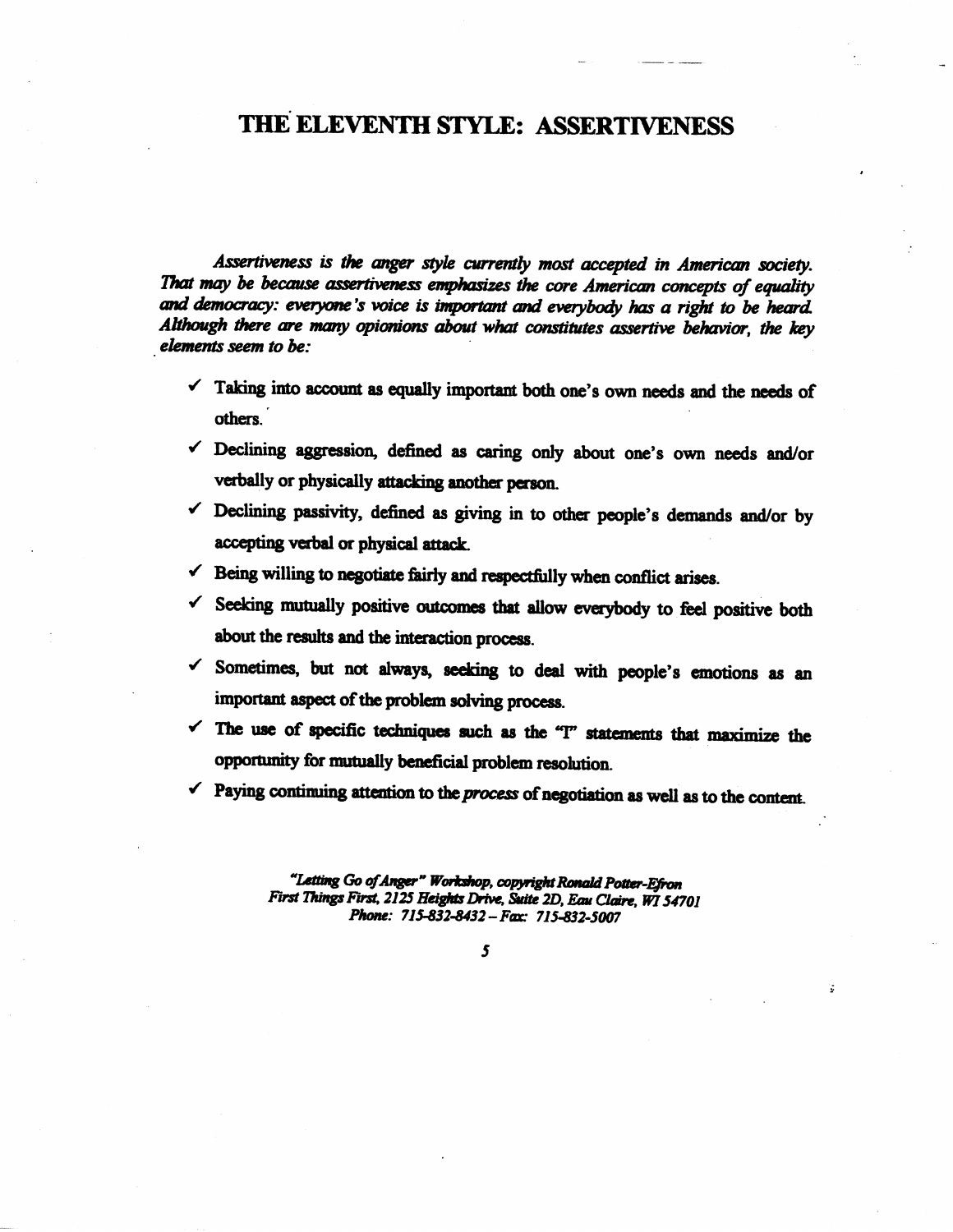# THE ELEVENTH STYLE: ASSERTIVENESS

*Assertiveness is the anger style currently most accepted in American society. That may be because assertiveness emphasizes the core American concepts of equality and democracy: everyone's voice is important and everybody has a right to be heard. Although there are many opionions about what constitutes assertive behavior, the key elements seem to be:*

- ✓ Taking into account as equally important both one's own needs and the needs of others.
- ✓ Declining aggression, defined as caring only about one's own needs and/or verbally or physically attacking another person.
- ✓ Declining passivity, defined as giving in to other people's demands and/or by accepting verbal or physical attack.
- ✓ Being willing to negotiate fairly and respectfully when conflict arises.
- ✓ Seeking mutually positive outcomes that allow everybody to feel positive both about the results and the interaction process.
- ✓ Sometimes, but not always, seeking to deal with people's emotions as an important aspect of the problem solving process.
- ✓ The use of specific techniques such as the "I" statements that maximize the opportunity for mutually beneficial problem resolution.
- ✓ Paying continuing attention to the *process* of negotiation as well as to the content.

*"Letting Go of Anger" Workshop, copyright Ronald Potter-Efron*
*First Things First, 2125 Heights Drive, Suite 2D, Eau Claire, WI 54701*
*Phone: 715-832-8432 – Fax: 715-832-5007*